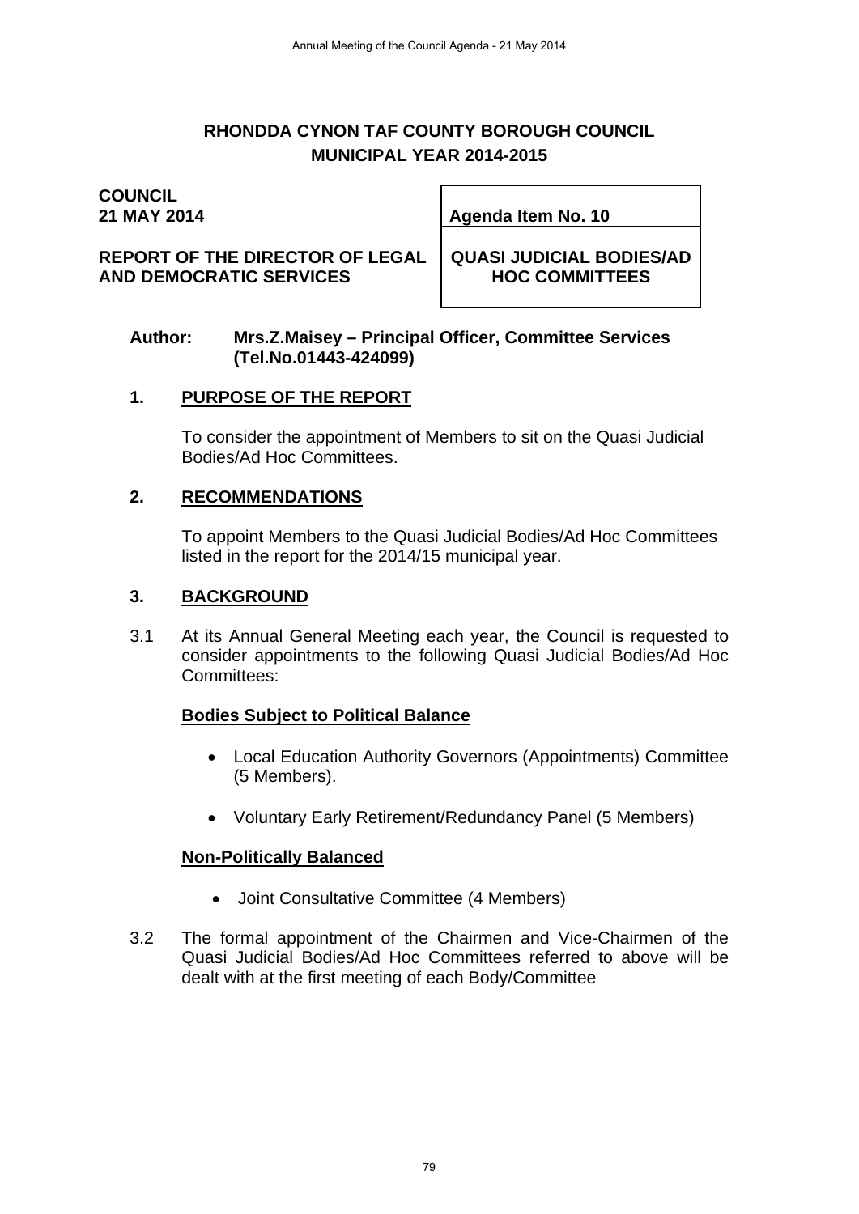# RHONDDA CYNON TAF COUNTY BOROUGH COUNCIL
## MUNICIPAL YEAR 2014-2015

**COUNCIL**
**21 MAY 2014**

**REPORT OF THE DIRECTOR OF LEGAL AND DEMOCRATIC SERVICES**

**Agenda Item No. 10**

**QUASI JUDICIAL BODIES/AD HOC COMMITTEES**

**Author: Mrs.Z.Maisey – Principal Officer, Committee Services (Tel.No.01443-424099)**

## 1. PURPOSE OF THE REPORT

To consider the appointment of Members to sit on the Quasi Judicial Bodies/Ad Hoc Committees.

## 2. RECOMMENDATIONS

To appoint Members to the Quasi Judicial Bodies/Ad Hoc Committees listed in the report for the 2014/15 municipal year.

## 3. BACKGROUND

3.1 At its Annual General Meeting each year, the Council is requested to consider appointments to the following Quasi Judicial Bodies/Ad Hoc Committees:

**Bodies Subject to Political Balance**

- Local Education Authority Governors (Appointments) Committee (5 Members).
- Voluntary Early Retirement/Redundancy Panel (5 Members)

**Non-Politically Balanced**

- Joint Consultative Committee (4 Members)

3.2 The formal appointment of the Chairmen and Vice-Chairmen of the Quasi Judicial Bodies/Ad Hoc Committees referred to above will be dealt with at the first meeting of each Body/Committee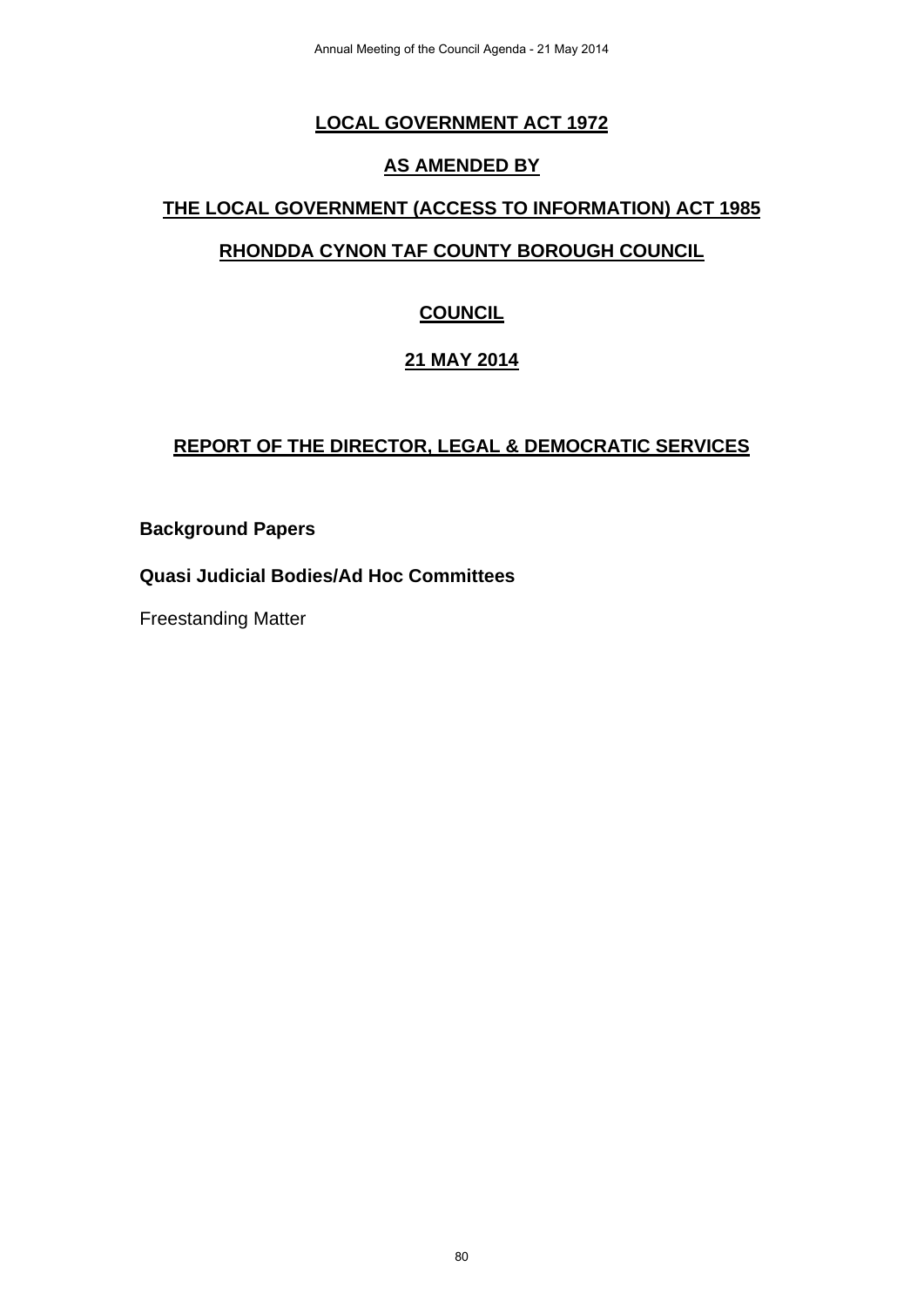**LOCAL GOVERNMENT ACT 1972**

**AS AMENDED BY**

**THE LOCAL GOVERNMENT (ACCESS TO INFORMATION) ACT 1985**

**RHONDDA CYNON TAF COUNTY BOROUGH COUNCIL**

**COUNCIL**

**21 MAY 2014**

**REPORT OF THE DIRECTOR, LEGAL & DEMOCRATIC SERVICES**

**Background Papers**

**Quasi Judicial Bodies/Ad Hoc Committees**

Freestanding Matter